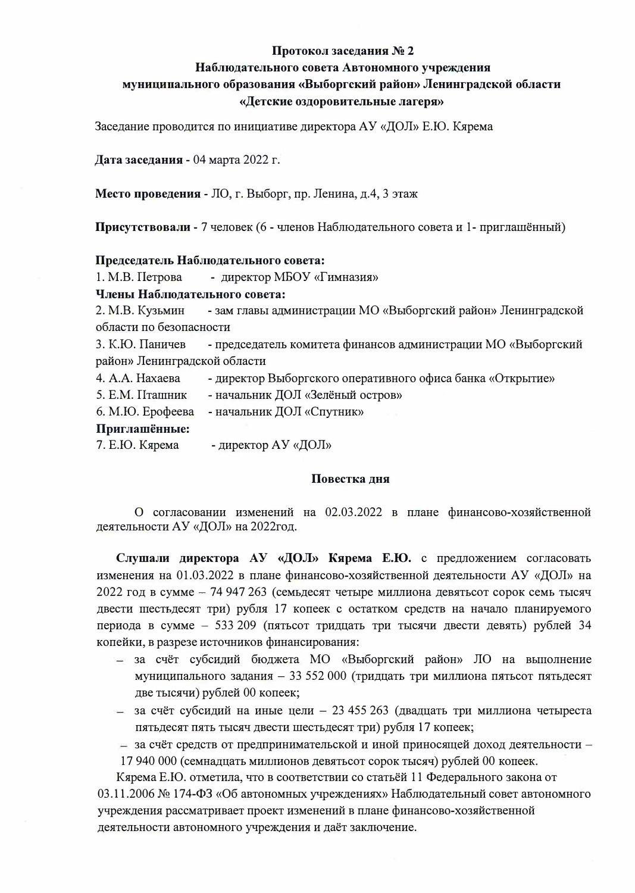**Протокол заседания № 2**
**Наблюдательного совета Автономного учреждения**
**муниципального образования «Выборгский район» Ленинградской области**
**«Детские оздоровительные лагеря»**

Заседание проводится по инициативе директора АУ «ДОЛ» Е.Ю. Кярема

**Дата заседания** - 04 марта 2022 г.

**Место проведения** - ЛО, г. Выборг, пр. Ленина, д.4, 3 этаж

**Присутствовали** - 7 человек (6 - членов Наблюдательного совета и 1- приглашённый)

**Председатель Наблюдательного совета:**
1. М.В. Петрова - директор МБОУ «Гимназия»

**Члены Наблюдательного совета:**
2. М.В. Кузьмин - зам главы администрации МО «Выборгский район» Ленинградской области по безопасности
3. К.Ю. Паничев - председатель комитета финансов администрации МО «Выборгский район» Ленинградской области
4. А.А. Нахаева - директор Выборгского оперативного офиса банка «Открытие»
5. Е.М. Пташник - начальник ДОЛ «Зелёный остров»
6. М.Ю. Ерофеева - начальник ДОЛ «Спутник»

**Приглашённые:**
7. Е.Ю. Кярема - директор АУ «ДОЛ»

**Повестка дня**

О согласовании изменений на 02.03.2022 в плане финансово-хозяйственной деятельности АУ «ДОЛ» на 2022год.

**Слушали директора АУ «ДОЛ» Кярема Е.Ю.** с предложением согласовать изменения на 01.03.2022 в плане финансово-хозяйственной деятельности АУ «ДОЛ» на 2022 год в сумме – 74 947 263 (семьдесят четыре миллиона девятьсот сорок семь тысяч двести шестьдесят три) рубля 17 копеек с остатком средств на начало планируемого периода в сумме – 533 209 (пятьсот тридцать три тысячи двести девять) рублей 34 копейки, в разрезе источников финансирования:

- за счёт субсидий бюджета МО «Выборгский район» ЛО на выполнение муниципального задания – 33 552 000 (тридцать три миллиона пятьсот пятьдесят две тысячи) рублей 00 копеек;
- за счёт субсидий на иные цели – 23 455 263 (двадцать три миллиона четыреста пятьдесят пять тысяч двести шестьдесят три) рубля 17 копеек;
- за счёт средств от предпринимательской и иной приносящей доход деятельности – 17 940 000 (семнадцать миллионов девятьсот сорок тысяч) рублей 00 копеек.

Кярема Е.Ю. отметила, что в соответствии со статьёй 11 Федерального закона от 03.11.2006 № 174-ФЗ «Об автономных учреждениях» Наблюдательный совет автономного учреждения рассматривает проект изменений в плане финансово-хозяйственной деятельности автономного учреждения и даёт заключение.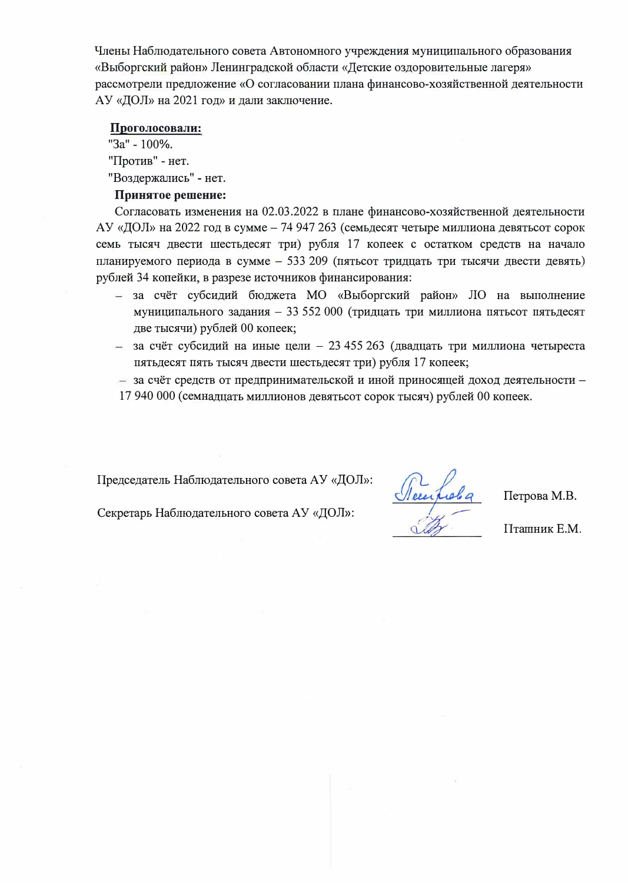Члены Наблюдательного совета Автономного учреждения муниципального образования «Выборгский район» Ленинградской области «Детские оздоровительные лагеря» рассмотрели предложение «О согласовании плана финансово-хозяйственной деятельности АУ «ДОЛ» на 2021 год» и дали заключение.

**Проголосовали:**

"За" - 100%.

"Против" - нет.

"Воздержались" - нет.

**Принятое решение:**

Согласовать изменения на 02.03.2022 в плане финансово-хозяйственной деятельности АУ «ДОЛ» на 2022 год в сумме – 74 947 263 (семьдесят четыре миллиона девятьсот сорок семь тысяч двести шестьдесят три) рубля 17 копеек с остатком средств на начало планируемого периода в сумме – 533 209 (пятьсот тридцать три тысячи двести девять) рублей 34 копейки, в разрезе источников финансирования:

- за счёт субсидий бюджета МО «Выборгский район» ЛО на выполнение муниципального задания – 33 552 000 (тридцать три миллиона пятьсот пятьдесят две тысячи) рублей 00 копеек;
- за счёт субсидий на иные цели – 23 455 263 (двадцать три миллиона четыреста пятьдесят пять тысяч двести шестьдесят три) рубля 17 копеек;
- за счёт средств от предпринимательской и иной приносящей доход деятельности – 17 940 000 (семнадцать миллионов девятьсот сорок тысяч) рублей 00 копеек.

Председатель Наблюдательного совета АУ «ДОЛ»: Петрова М.В.

Секретарь Наблюдательного совета АУ «ДОЛ»: Пташник Е.М.